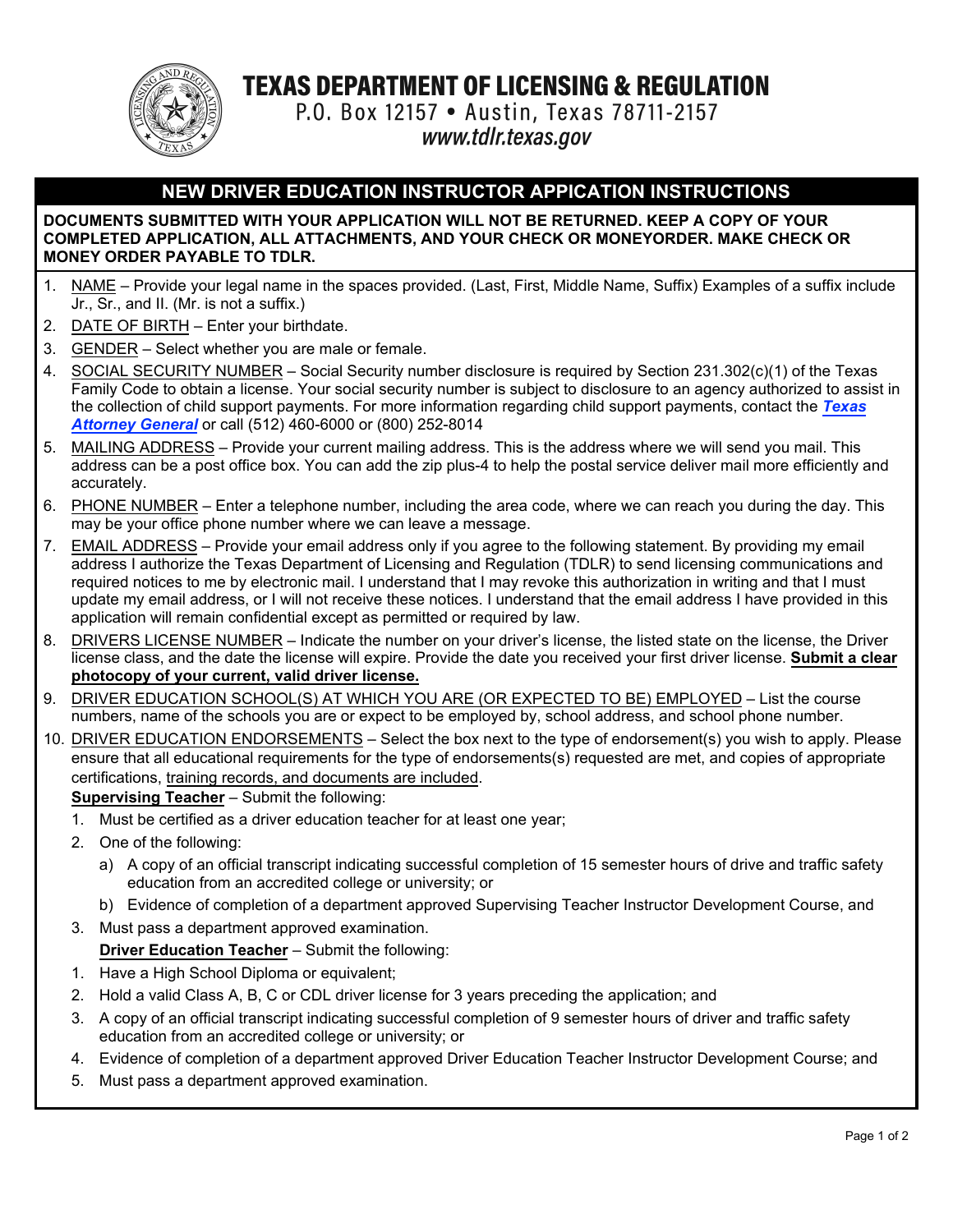# TEXAS DEPARTMENT OF LICENSING & REGULATION

P.O. Box 12157 • Austin, Texas 78711-2157

*www.tdlr.texas.gov*

## NEW DRIVER EDUCATION INSTRUCTOR APPICATION INSTRUCTIONS

**DOCUMENTS SUBMITTED WITH YOUR APPLICATION WILL NOT BE RETURNED. KEEP A COPY OF YOUR COMPLETED APPLICATION, ALL ATTACHMENTS, AND YOUR CHECK OR MONEYORDER. MAKE CHECK OR MONEY ORDER PAYABLE TO TDLR.**

1. NAME – Provide your legal name in the spaces provided. (Last, First, Middle Name, Suffix) Examples of a suffix include Jr., Sr., and II. (Mr. is not a suffix.)
2. DATE OF BIRTH – Enter your birthdate.
3. GENDER – Select whether you are male or female.
4. SOCIAL SECURITY NUMBER – Social Security number disclosure is required by Section 231.302(c)(1) of the Texas Family Code to obtain a license. Your social security number is subject to disclosure to an agency authorized to assist in the collection of child support payments. For more information regarding child support payments, contact the ***Texas Attorney General*** or call (512) 460-6000 or (800) 252-8014
5. MAILING ADDRESS – Provide your current mailing address. This is the address where we will send you mail. This address can be a post office box. You can add the zip plus-4 to help the postal service deliver mail more efficiently and accurately.
6. PHONE NUMBER – Enter a telephone number, including the area code, where we can reach you during the day. This may be your office phone number where we can leave a message.
7. EMAIL ADDRESS – Provide your email address only if you agree to the following statement. By providing my email address I authorize the Texas Department of Licensing and Regulation (TDLR) to send licensing communications and required notices to me by electronic mail. I understand that I may revoke this authorization in writing and that I must update my email address, or I will not receive these notices. I understand that the email address I have provided in this application will remain confidential except as permitted or required by law.
8. DRIVERS LICENSE NUMBER – Indicate the number on your driver's license, the listed state on the license, the Driver license class, and the date the license will expire. Provide the date you received your first driver license. **Submit a clear photocopy of your current, valid driver license.**
9. DRIVER EDUCATION SCHOOL(S) AT WHICH YOU ARE (OR EXPECTED TO BE) EMPLOYED – List the course numbers, name of the schools you are or expect to be employed by, school address, and school phone number.
10. DRIVER EDUCATION ENDORSEMENTS – Select the box next to the type of endorsement(s) you wish to apply. Please ensure that all educational requirements for the type of endorsements(s) requested are met, and copies of appropriate certifications, training records, and documents are included.

    **Supervising Teacher** – Submit the following:

    1. Must be certified as a driver education teacher for at least one year;
    2. One of the following:
       a) A copy of an official transcript indicating successful completion of 15 semester hours of drive and traffic safety education from an accredited college or university; or
       b) Evidence of completion of a department approved Supervising Teacher Instructor Development Course, and
    3. Must pass a department approved examination.

    **Driver Education Teacher** – Submit the following:

    1. Have a High School Diploma or equivalent;
    2. Hold a valid Class A, B, C or CDL driver license for 3 years preceding the application; and
    3. A copy of an official transcript indicating successful completion of 9 semester hours of driver and traffic safety education from an accredited college or university; or
    4. Evidence of completion of a department approved Driver Education Teacher Instructor Development Course; and
    5. Must pass a department approved examination.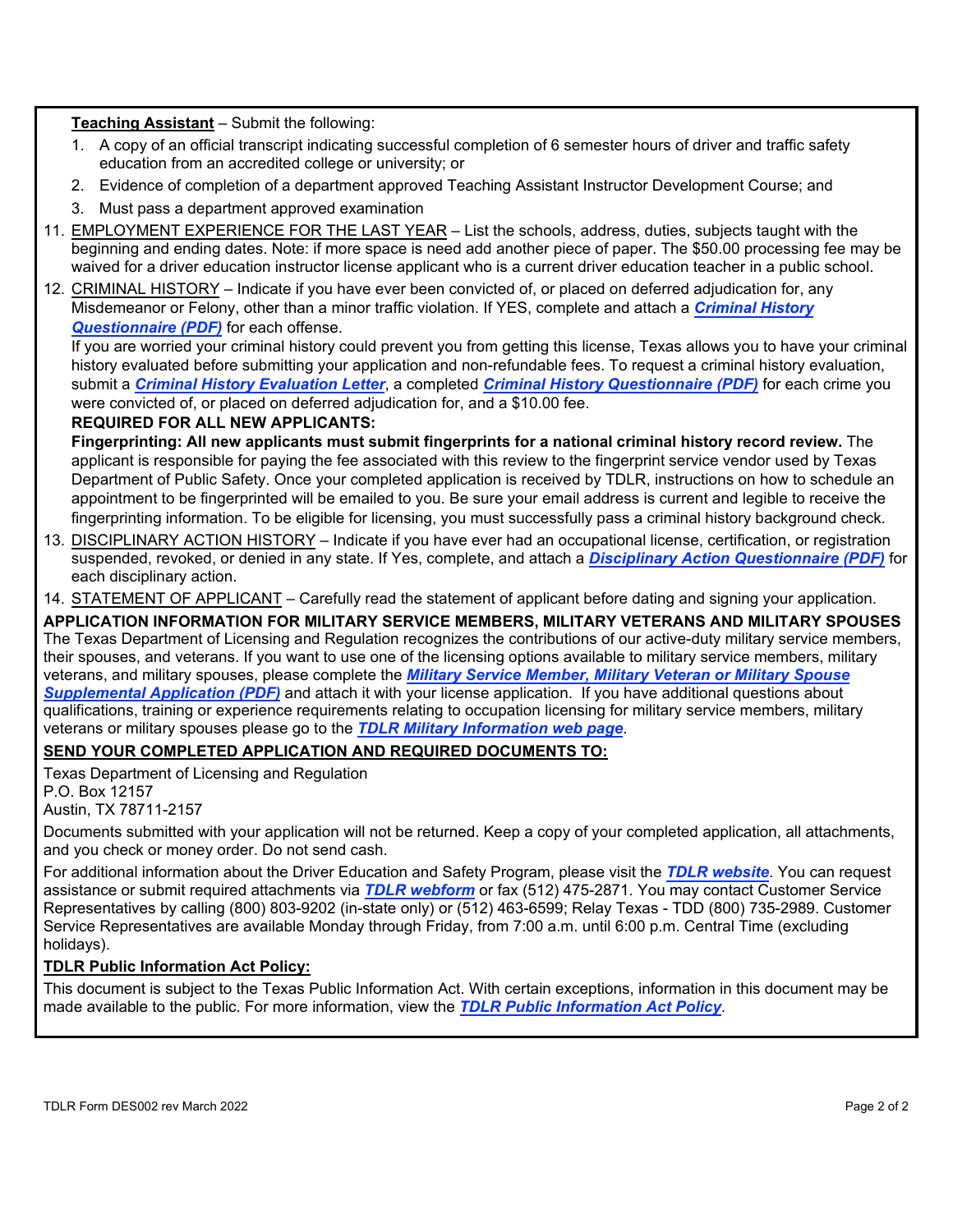**Teaching Assistant** – Submit the following:

1. A copy of an official transcript indicating successful completion of 6 semester hours of driver and traffic safety education from an accredited college or university; or
2. Evidence of completion of a department approved Teaching Assistant Instructor Development Course; and
3. Must pass a department approved examination

11. EMPLOYMENT EXPERIENCE FOR THE LAST YEAR – List the schools, address, duties, subjects taught with the beginning and ending dates. Note: if more space is need add another piece of paper. The $50.00 processing fee may be waived for a driver education instructor license applicant who is a current driver education teacher in a public school.
12. CRIMINAL HISTORY – Indicate if you have ever been convicted of, or placed on deferred adjudication for, any Misdemeanor or Felony, other than a minor traffic violation. If YES, complete and attach a ***Criminal History Questionnaire (PDF)*** for each offense.

    If you are worried your criminal history could prevent you from getting this license, Texas allows you to have your criminal history evaluated before submitting your application and non-refundable fees. To request a criminal history evaluation, submit a ***Criminal History Evaluation Letter***, a completed ***Criminal History Questionnaire (PDF)*** for each crime you were convicted of, or placed on deferred adjudication for, and a $10.00 fee.

    **REQUIRED FOR ALL NEW APPLICANTS:**

    **Fingerprinting: All new applicants must submit fingerprints for a national criminal history record review.** The applicant is responsible for paying the fee associated with this review to the fingerprint service vendor used by Texas Department of Public Safety. Once your completed application is received by TDLR, instructions on how to schedule an appointment to be fingerprinted will be emailed to you. Be sure your email address is current and legible to receive the fingerprinting information. To be eligible for licensing, you must successfully pass a criminal history background check.
13. DISCIPLINARY ACTION HISTORY – Indicate if you have ever had an occupational license, certification, or registration suspended, revoked, or denied in any state. If Yes, complete, and attach a ***Disciplinary Action Questionnaire (PDF)*** for each disciplinary action.
14. STATEMENT OF APPLICANT – Carefully read the statement of applicant before dating and signing your application.

**APPLICATION INFORMATION FOR MILITARY SERVICE MEMBERS, MILITARY VETERANS AND MILITARY SPOUSES**

The Texas Department of Licensing and Regulation recognizes the contributions of our active-duty military service members, their spouses, and veterans. If you want to use one of the licensing options available to military service members, military veterans, and military spouses, please complete the ***Military Service Member, Military Veteran or Military Spouse Supplemental Application (PDF)*** and attach it with your license application. If you have additional questions about qualifications, training or experience requirements relating to occupation licensing for military service members, military veterans or military spouses please go to the ***TDLR Military Information web page***.

**SEND YOUR COMPLETED APPLICATION AND REQUIRED DOCUMENTS TO:**

Texas Department of Licensing and Regulation
P.O. Box 12157
Austin, TX 78711-2157

Documents submitted with your application will not be returned. Keep a copy of your completed application, all attachments, and you check or money order. Do not send cash.

For additional information about the Driver Education and Safety Program, please visit the ***TDLR website***. You can request assistance or submit required attachments via ***TDLR webform*** or fax (512) 475-2871. You may contact Customer Service Representatives by calling (800) 803-9202 (in-state only) or (512) 463-6599; Relay Texas - TDD (800) 735-2989. Customer Service Representatives are available Monday through Friday, from 7:00 a.m. until 6:00 p.m. Central Time (excluding holidays).

**TDLR Public Information Act Policy:**

This document is subject to the Texas Public Information Act. With certain exceptions, information in this document may be made available to the public. For more information, view the ***TDLR Public Information Act Policy***.

TDLR Form DES002 rev March 2022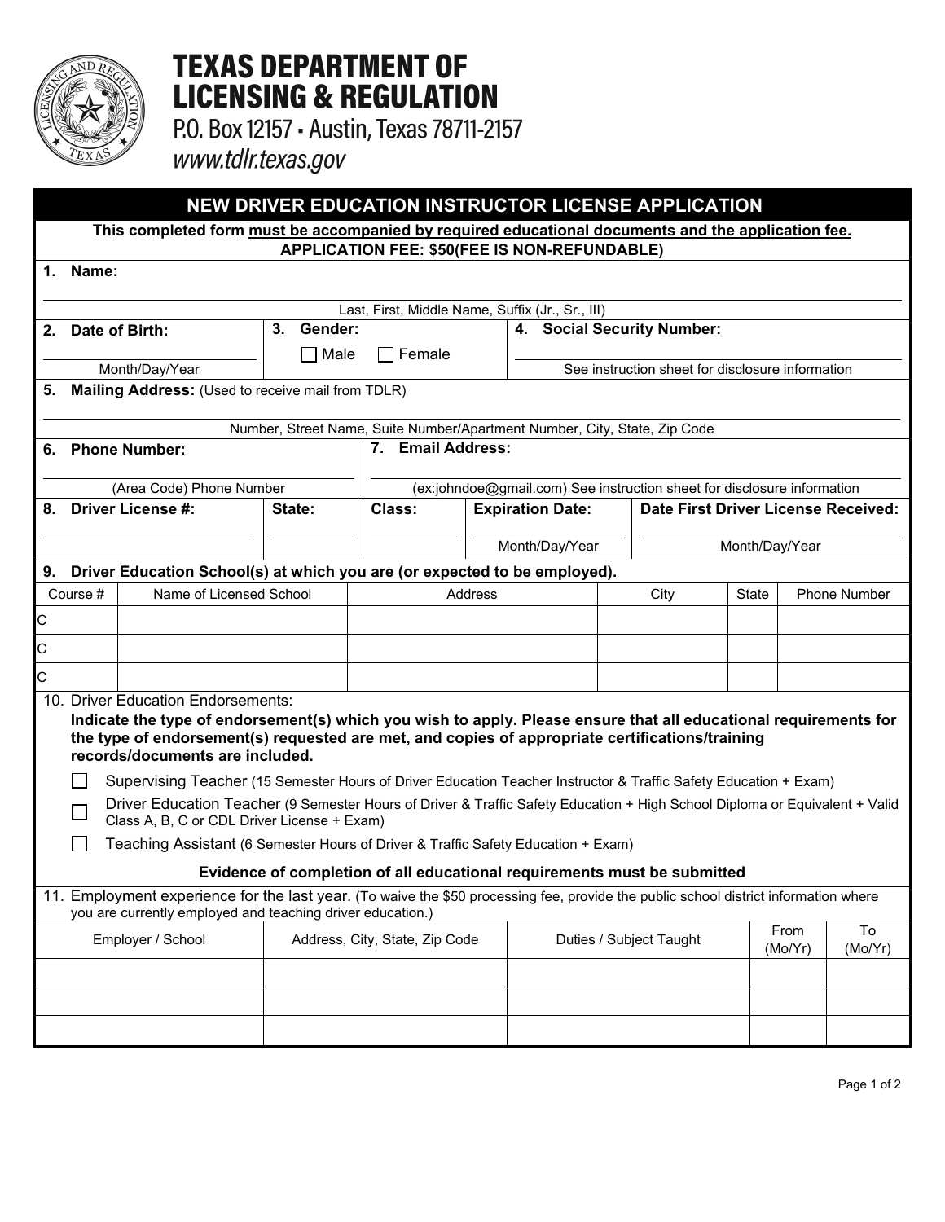# TEXAS DEPARTMENT OF LICENSING & REGULATION

P.O. Box 12157 • Austin, Texas 78711-2157

*www.tdlr.texas.gov*

## NEW DRIVER EDUCATION INSTRUCTOR LICENSE APPLICATION

**This completed form must be accompanied by required educational documents and the application fee.**
**APPLICATION FEE: $50(FEE IS NON-REFUNDABLE)**

**1. Name:**

Last, First, Middle Name, Suffix (Jr., Sr., III)

| **2. Date of Birth:** | **3. Gender:** | **4. Social Security Number:** |
|---|---|---|
| Month/Day/Year | ☐ Male ☐ Female | See instruction sheet for disclosure information |

**5. Mailing Address:** (Used to receive mail from TDLR)

Number, Street Name, Suite Number/Apartment Number, City, State, Zip Code

| **6. Phone Number:** | **7. Email Address:** |
|---|---|
| (Area Code) Phone Number | (ex:johndoe@gmail.com) See instruction sheet for disclosure information |

| **8. Driver License #:** | **State:** | **Class:** | **Expiration Date:** | **Date First Driver License Received:** |
|---|---|---|---|---|
| | | | Month/Day/Year | Month/Day/Year |

**9. Driver Education School(s) at which you are (or expected to be employed).**

| Course # | Name of Licensed School | Address | City | State | Phone Number |
|---|---|---|---|---|---|
| C | | | | | |
| C | | | | | |
| C | | | | | |

10. Driver Education Endorsements:

**Indicate the type of endorsement(s) which you wish to apply. Please ensure that all educational requirements for the type of endorsement(s) requested are met, and copies of appropriate certifications/training records/documents are included.**

- ☐ Supervising Teacher (15 Semester Hours of Driver Education Teacher Instructor & Traffic Safety Education + Exam)
- ☐ Driver Education Teacher (9 Semester Hours of Driver & Traffic Safety Education + High School Diploma or Equivalent + Valid Class A, B, C or CDL Driver License + Exam)
- ☐ Teaching Assistant (6 Semester Hours of Driver & Traffic Safety Education + Exam)

**Evidence of completion of all educational requirements must be submitted**

11. Employment experience for the last year. (To waive the $50 processing fee, provide the public school district information where you are currently employed and teaching driver education.)

| Employer / School | Address, City, State, Zip Code | Duties / Subject Taught | From (Mo/Yr) | To (Mo/Yr) |
|---|---|---|---|---|
| | | | | |
| | | | | |
| | | | | |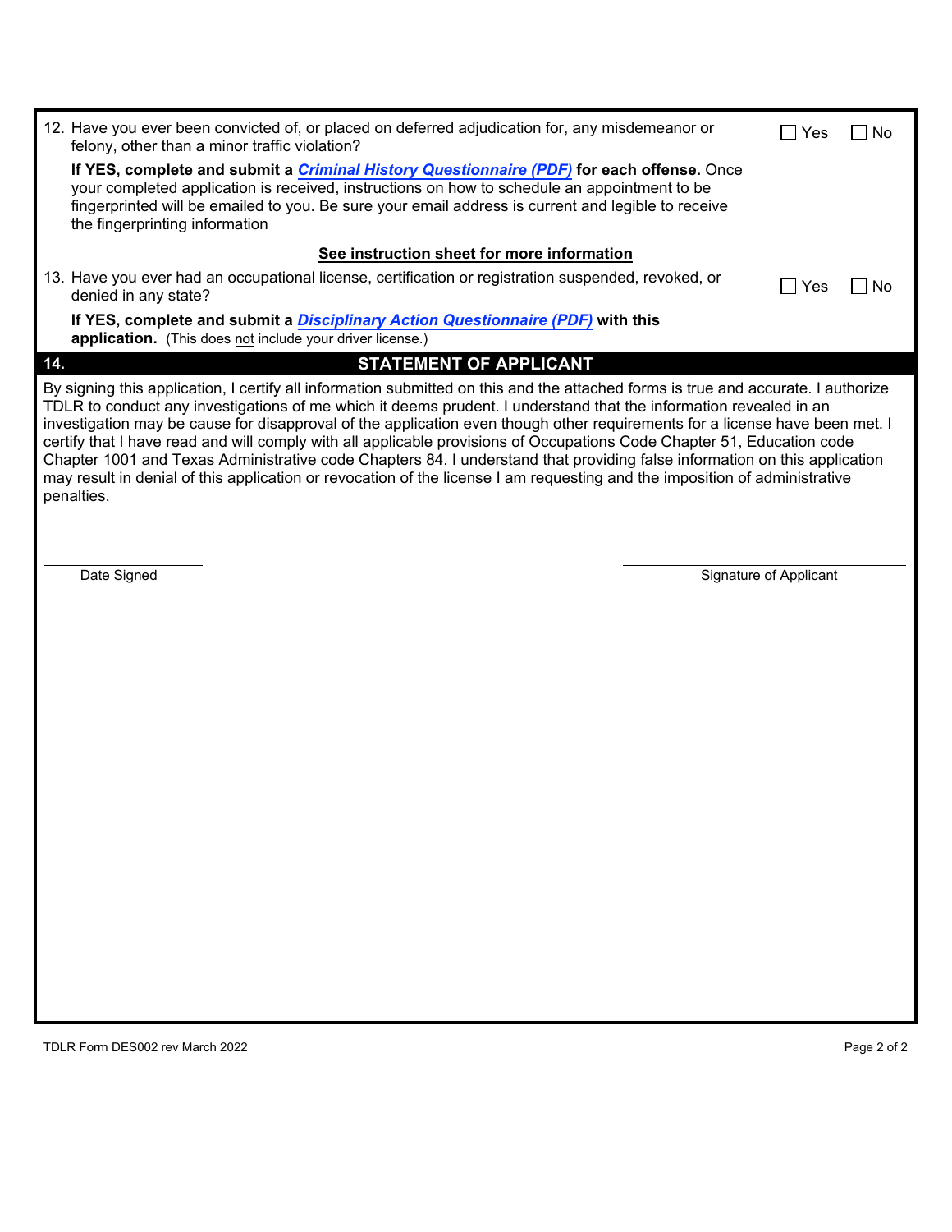12. Have you ever been convicted of, or placed on deferred adjudication for, any misdemeanor or felony, other than a minor traffic violation? ☐ Yes ☐ No

**If YES, complete and submit a *Criminal History Questionnaire (PDF)* for each offense.** Once your completed application is received, instructions on how to schedule an appointment to be fingerprinted will be emailed to you. Be sure your email address is current and legible to receive the fingerprinting information

**See instruction sheet for more information**

13. Have you ever had an occupational license, certification or registration suspended, revoked, or denied in any state? ☐ Yes ☐ No

**If YES, complete and submit a *Disciplinary Action Questionnaire (PDF)* with this application.** (This does not include your driver license.)

## 14. STATEMENT OF APPLICANT

By signing this application, I certify all information submitted on this and the attached forms is true and accurate. I authorize TDLR to conduct any investigations of me which it deems prudent. I understand that the information revealed in an investigation may be cause for disapproval of the application even though other requirements for a license have been met. I certify that I have read and will comply with all applicable provisions of Occupations Code Chapter 51, Education code Chapter 1001 and Texas Administrative code Chapters 84. I understand that providing false information on this application may result in denial of this application or revocation of the license I am requesting and the imposition of administrative penalties.

______________________ Date Signed

______________________ Signature of Applicant

TDLR Form DES002 rev March 2022